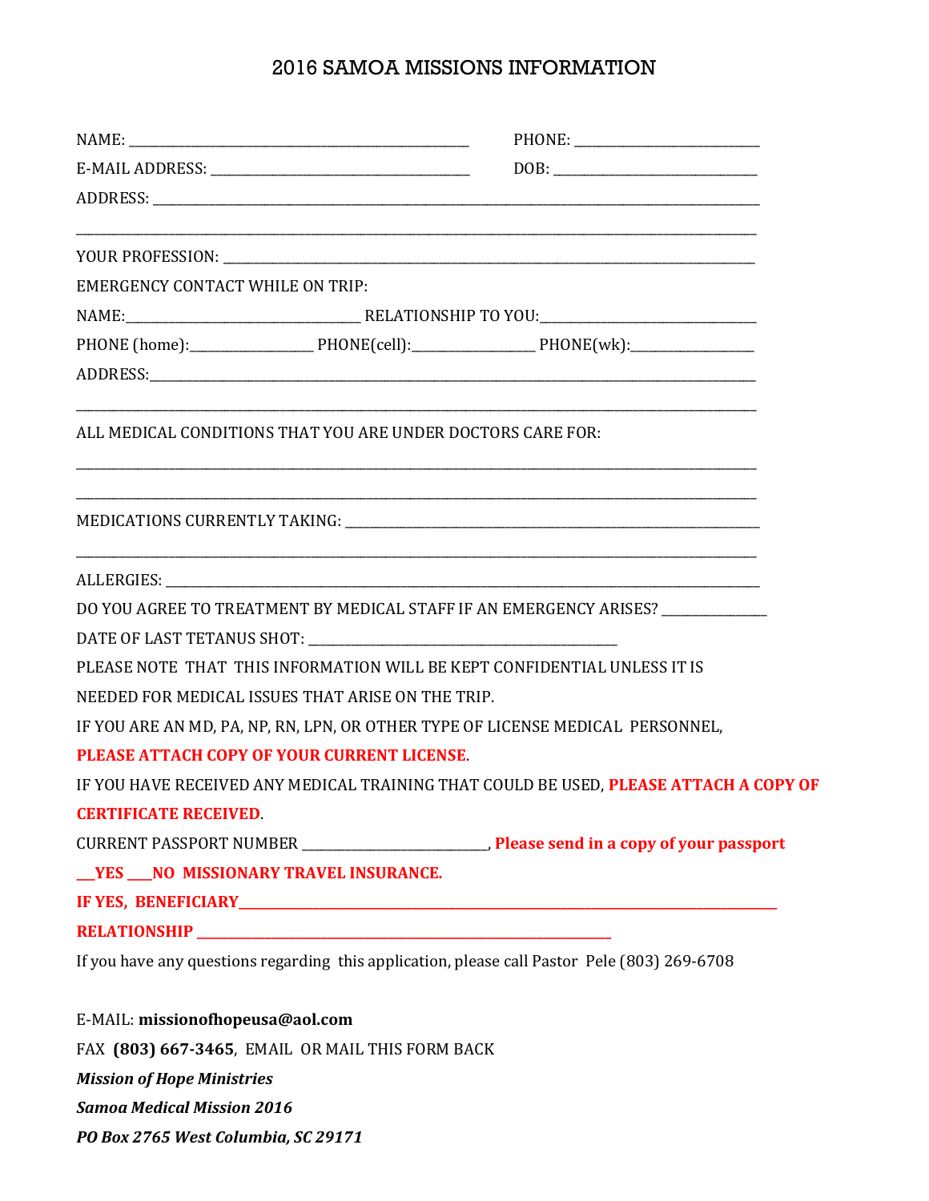# 2016 SAMOA MISSIONS INFORMATION

NAME: ______________________________________________ PHONE: ___________________________

E-MAIL ADDRESS: ___________________________________ DOB: ______________________________

ADDRESS: _____________________________________________________________________________________

_____________________________________________________________________________________________

YOUR PROFESSION: ___________________________________________________________________________

EMERGENCY CONTACT WHILE ON TRIP:

NAME:________________________________ RELATIONSHIP TO YOU:______________________________

PHONE (home):__________________ PHONE(cell):__________________ PHONE(wk):__________________

ADDRESS:_____________________________________________________________________________________

_____________________________________________________________________________________________

ALL MEDICAL CONDITIONS THAT YOU ARE UNDER DOCTORS CARE FOR:

_____________________________________________________________________________________________

_____________________________________________________________________________________________

MEDICATIONS CURRENTLY TAKING: _____________________________________________________________

_____________________________________________________________________________________________

ALLERGIES: __________________________________________________________________________________

DO YOU AGREE TO TREATMENT BY MEDICAL STAFF IF AN EMERGENCY ARISES? _______________

DATE OF LAST TETANUS SHOT: ____________________________________________

PLEASE NOTE THAT THIS INFORMATION WILL BE KEPT CONFIDENTIAL UNLESS IT IS NEEDED FOR MEDICAL ISSUES THAT ARISE ON THE TRIP.

IF YOU ARE AN MD, PA, NP, RN, LPN, OR OTHER TYPE OF LICENSE MEDICAL PERSONNEL, **PLEASE ATTACH COPY OF YOUR CURRENT LICENSE**.

IF YOU HAVE RECEIVED ANY MEDICAL TRAINING THAT COULD BE USED, **PLEASE ATTACH A COPY OF CERTIFICATE RECEIVED**.

CURRENT PASSPORT NUMBER ___________________________, **Please send in a copy of your passport**

**___YES ____NO MISSIONARY TRAVEL INSURANCE.**

**IF YES, BENEFICIARY_______________________________________________________________________________**

**RELATIONSHIP __________________________________________________________**

If you have any questions regarding this application, please call Pastor Pele (803) 269-6708

E-MAIL: **missionofhopeusa@aol.com**

FAX **(803) 667-3465**, EMAIL OR MAIL THIS FORM BACK

***Mission of Hope Ministries***

***Samoa Medical Mission 2016***

***PO Box 2765 West Columbia, SC 29171***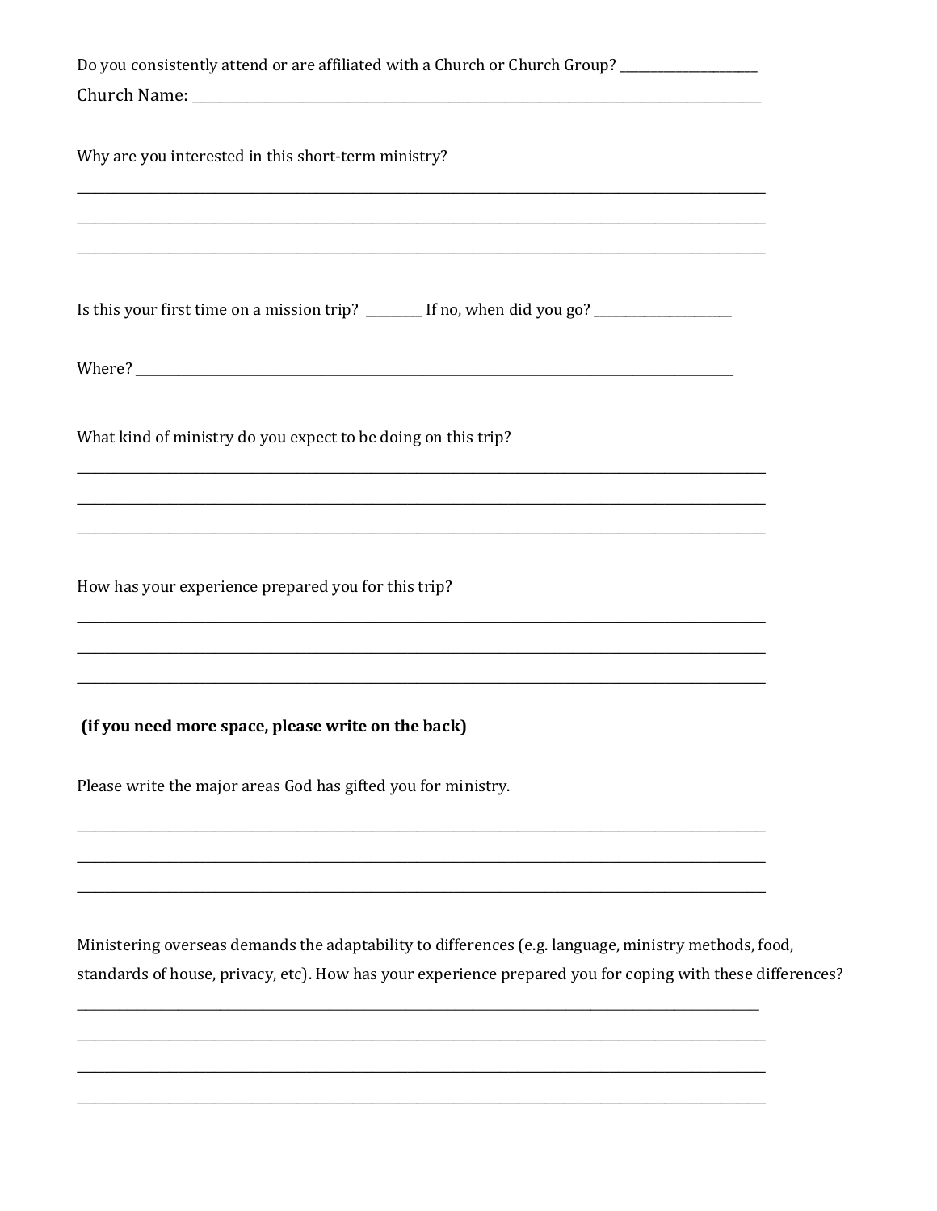Do you consistently attend or are affiliated with a Church or Church Group? ____________________

Church Name: ________________________________________________________________________________

Why are you interested in this short-term ministry?

_____________________________________________________________________________________________

_____________________________________________________________________________________________

_____________________________________________________________________________________________

Is this your first time on a mission trip? ________ If no, when did you go? ____________________

Where? ______________________________________________________________________________________

What kind of ministry do you expect to be doing on this trip?

_____________________________________________________________________________________________

_____________________________________________________________________________________________

_____________________________________________________________________________________________

How has your experience prepared you for this trip?

_____________________________________________________________________________________________

_____________________________________________________________________________________________

_____________________________________________________________________________________________

**(if you need more space, please write on the back)**

Please write the major areas God has gifted you for ministry.

_____________________________________________________________________________________________

_____________________________________________________________________________________________

_____________________________________________________________________________________________

Ministering overseas demands the adaptability to differences (e.g. language, ministry methods, food, standards of house, privacy, etc). How has your experience prepared you for coping with these differences?

_____________________________________________________________________________________________

_____________________________________________________________________________________________

_____________________________________________________________________________________________

_____________________________________________________________________________________________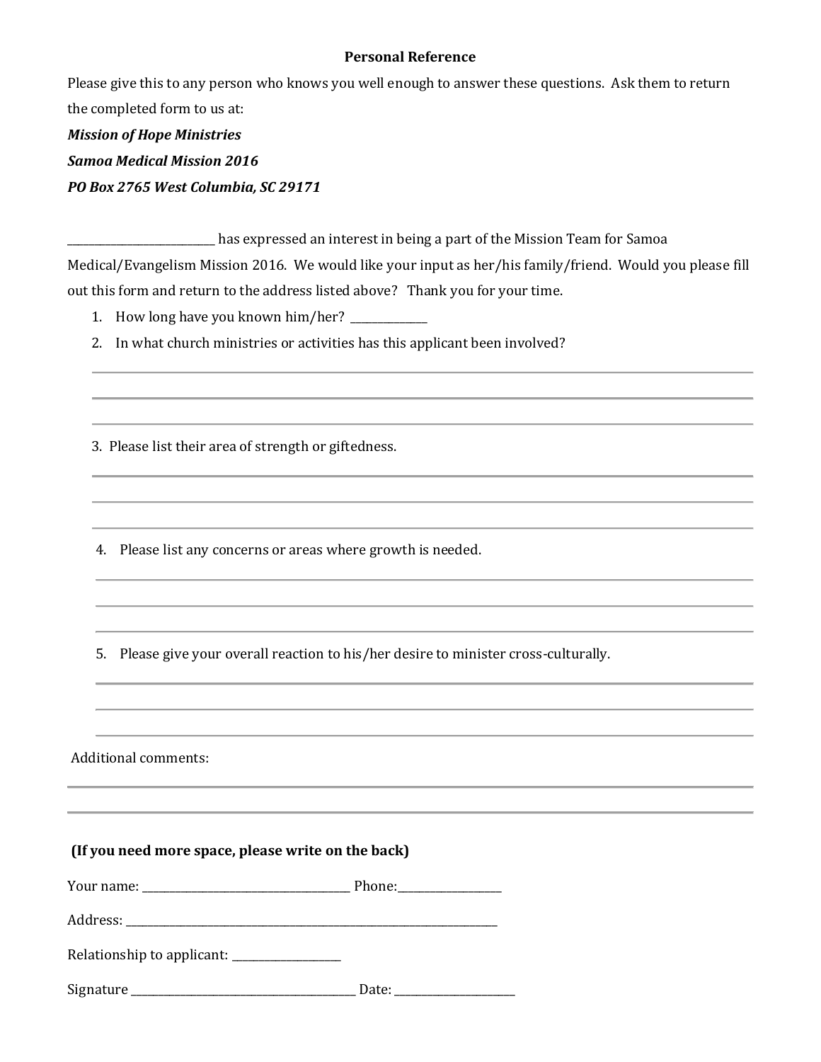## Personal Reference

Please give this to any person who knows you well enough to answer these questions. Ask them to return the completed form to us at:

***Mission of Hope Ministries***

***Samoa Medical Mission 2016***

***PO Box 2765 West Columbia, SC 29171***

___________________________ has expressed an interest in being a part of the Mission Team for Samoa Medical/Evangelism Mission 2016. We would like your input as her/his family/friend. Would you please fill out this form and return to the address listed above? Thank you for your time.

1. How long have you known him/her? ______________
2. In what church ministries or activities has this applicant been involved?

   ___________________________________________________________________________

   ___________________________________________________________________________

   ___________________________________________________________________________

3. Please list their area of strength or giftedness.

   ___________________________________________________________________________

   ___________________________________________________________________________

   ___________________________________________________________________________

4. Please list any concerns or areas where growth is needed.

   ___________________________________________________________________________

   ___________________________________________________________________________

   ___________________________________________________________________________

5. Please give your overall reaction to his/her desire to minister cross-culturally.

   ___________________________________________________________________________

   ___________________________________________________________________________

   ___________________________________________________________________________

Additional comments:

___________________________________________________________________________

___________________________________________________________________________

**(If you need more space, please write on the back)**

Your name: _____________________________________ Phone:___________________

Address: _______________________________________________________________________

Relationship to applicant: ____________________

Signature __________________________________________ Date: ______________________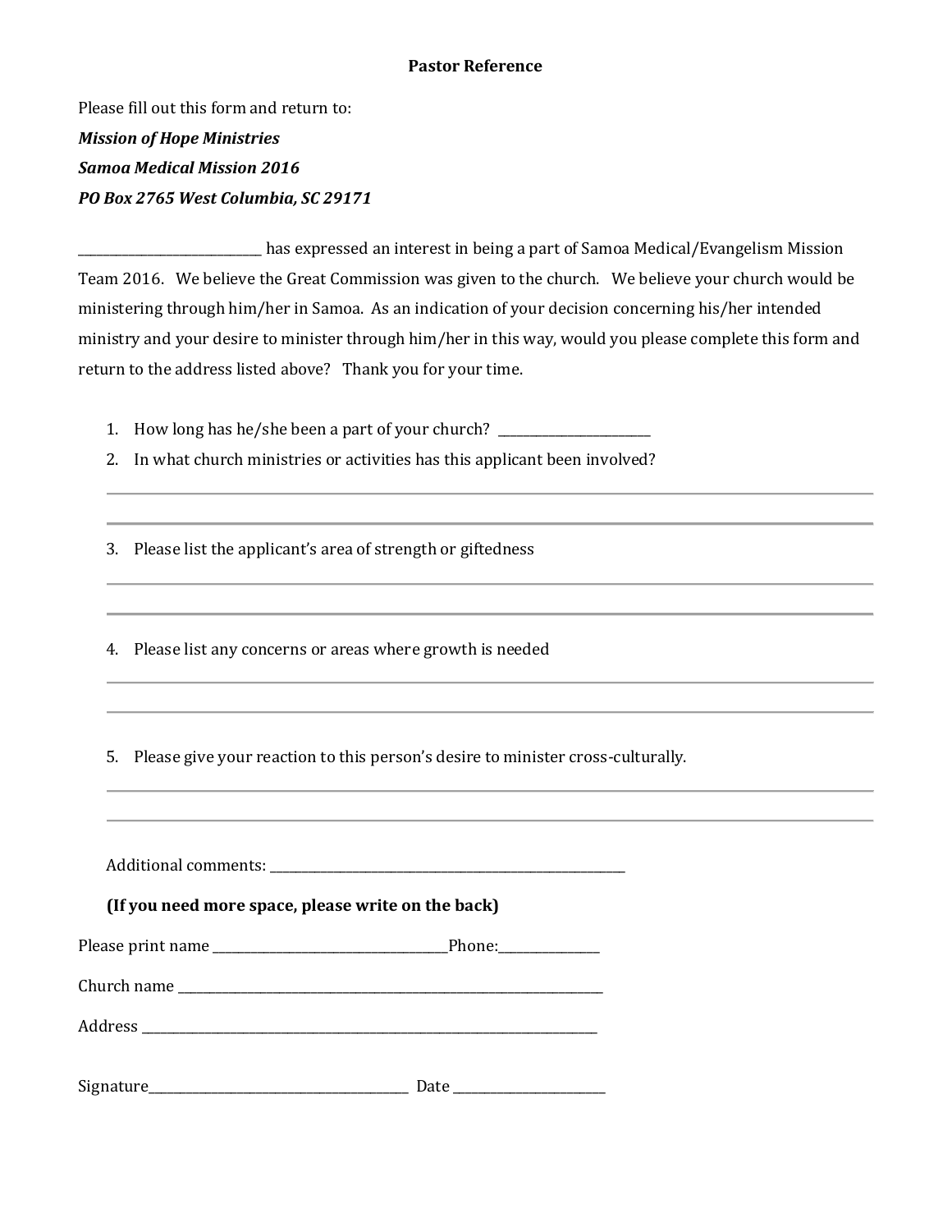# Pastor Reference

Please fill out this form and return to:

***Mission of Hope Ministries***

***Samoa Medical Mission 2016***

***PO Box 2765 West Columbia, SC 29171***

____________________________ has expressed an interest in being a part of Samoa Medical/Evangelism Mission Team 2016. We believe the Great Commission was given to the church. We believe your church would be ministering through him/her in Samoa. As an indication of your decision concerning his/her intended ministry and your desire to minister through him/her in this way, would you please complete this form and return to the address listed above? Thank you for your time.

1. How long has he/she been a part of your church? ________________________
2. In what church ministries or activities has this applicant been involved?

_______________________________________________________________

_______________________________________________________________

3. Please list the applicant's area of strength or giftedness

_______________________________________________________________

_______________________________________________________________

4. Please list any concerns or areas where growth is needed

_______________________________________________________________

_______________________________________________________________

5. Please give your reaction to this person's desire to minister cross-culturally.

_______________________________________________________________

_______________________________________________________________

Additional comments: _________________________________________________________

**(If you need more space, please write on the back)**

Please print name ___________________________________Phone:_______________

Church name ______________________________________________________________

Address __________________________________________________________________

Signature________________________________________ Date _______________________